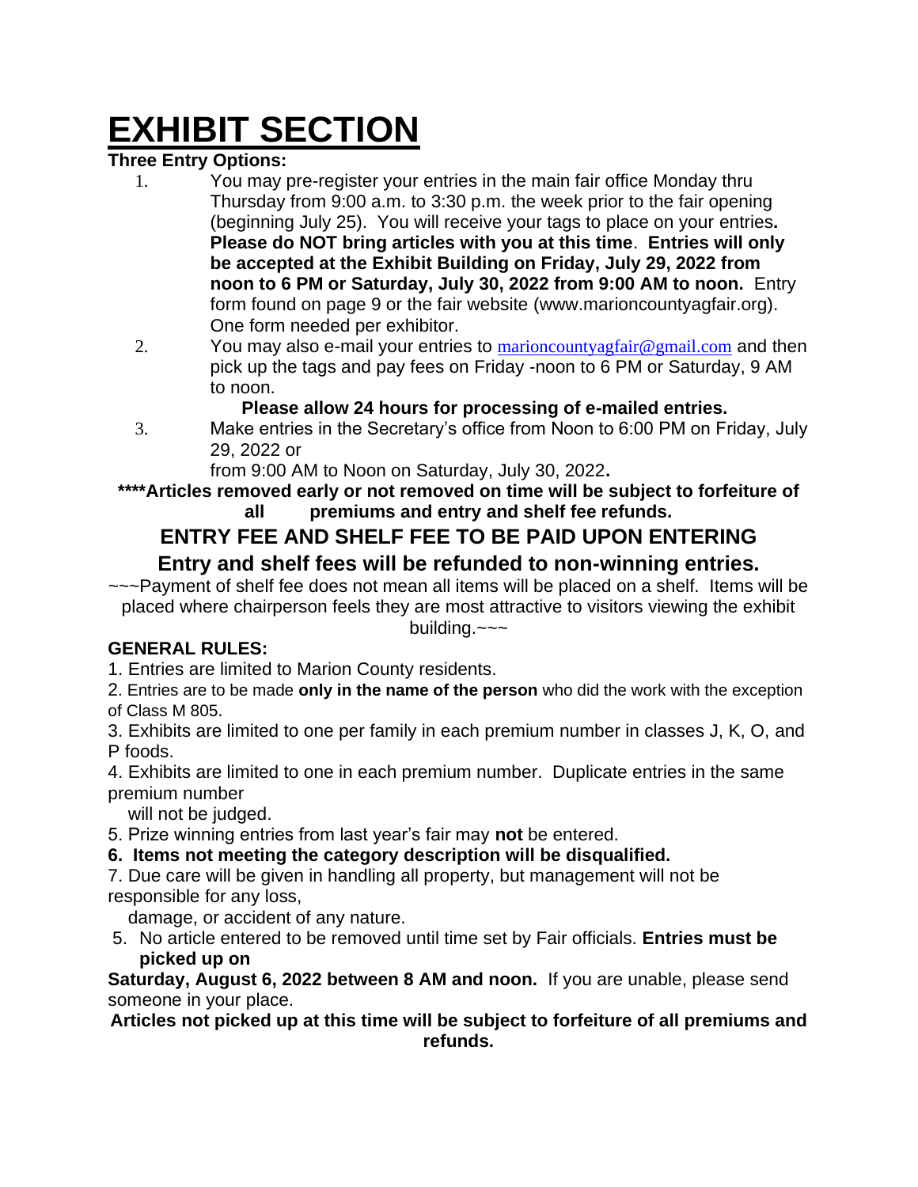# EXHIBIT SECTION

**Three Entry Options:**

1. You may pre-register your entries in the main fair office Monday thru Thursday from 9:00 a.m. to 3:30 p.m. the week prior to the fair opening (beginning July 25). You will receive your tags to place on your entries**.** **Please do NOT bring articles with you at this time**. **Entries will only be accepted at the Exhibit Building on Friday, July 29, 2022 from noon to 6 PM or Saturday, July 30, 2022 from 9:00 AM to noon.** Entry form found on page 9 or the fair website (www.marioncountyagfair.org). One form needed per exhibitor.
2. You may also e-mail your entries to marioncountyagfair@gmail.com and then pick up the tags and pay fees on Friday -noon to 6 PM or Saturday, 9 AM to noon.

   **Please allow 24 hours for processing of e-mailed entries.**
3. Make entries in the Secretary's office from Noon to 6:00 PM on Friday, July 29, 2022 or from 9:00 AM to Noon on Saturday, July 30, 2022**.**

**\*\*\*\*Articles removed early or not removed on time will be subject to forfeiture of all premiums and entry and shelf fee refunds.**

**ENTRY FEE AND SHELF FEE TO BE PAID UPON ENTERING**

**Entry and shelf fees will be refunded to non-winning entries.**

~~~Payment of shelf fee does not mean all items will be placed on a shelf. Items will be placed where chairperson feels they are most attractive to visitors viewing the exhibit building.~~~

**GENERAL RULES:**

1. Entries are limited to Marion County residents.
2. Entries are to be made **only in the name of the person** who did the work with the exception of Class M 805.
3. Exhibits are limited to one per family in each premium number in classes J, K, O, and P foods.
4. Exhibits are limited to one in each premium number. Duplicate entries in the same premium number will not be judged.
5. Prize winning entries from last year's fair may **not** be entered.
6. **Items not meeting the category description will be disqualified.**
7. Due care will be given in handling all property, but management will not be responsible for any loss, damage, or accident of any nature.
5. No article entered to be removed until time set by Fair officials. **Entries must be picked up on Saturday, August 6, 2022 between 8 AM and noon.** If you are unable, please send someone in your place.

**Articles not picked up at this time will be subject to forfeiture of all premiums and refunds.**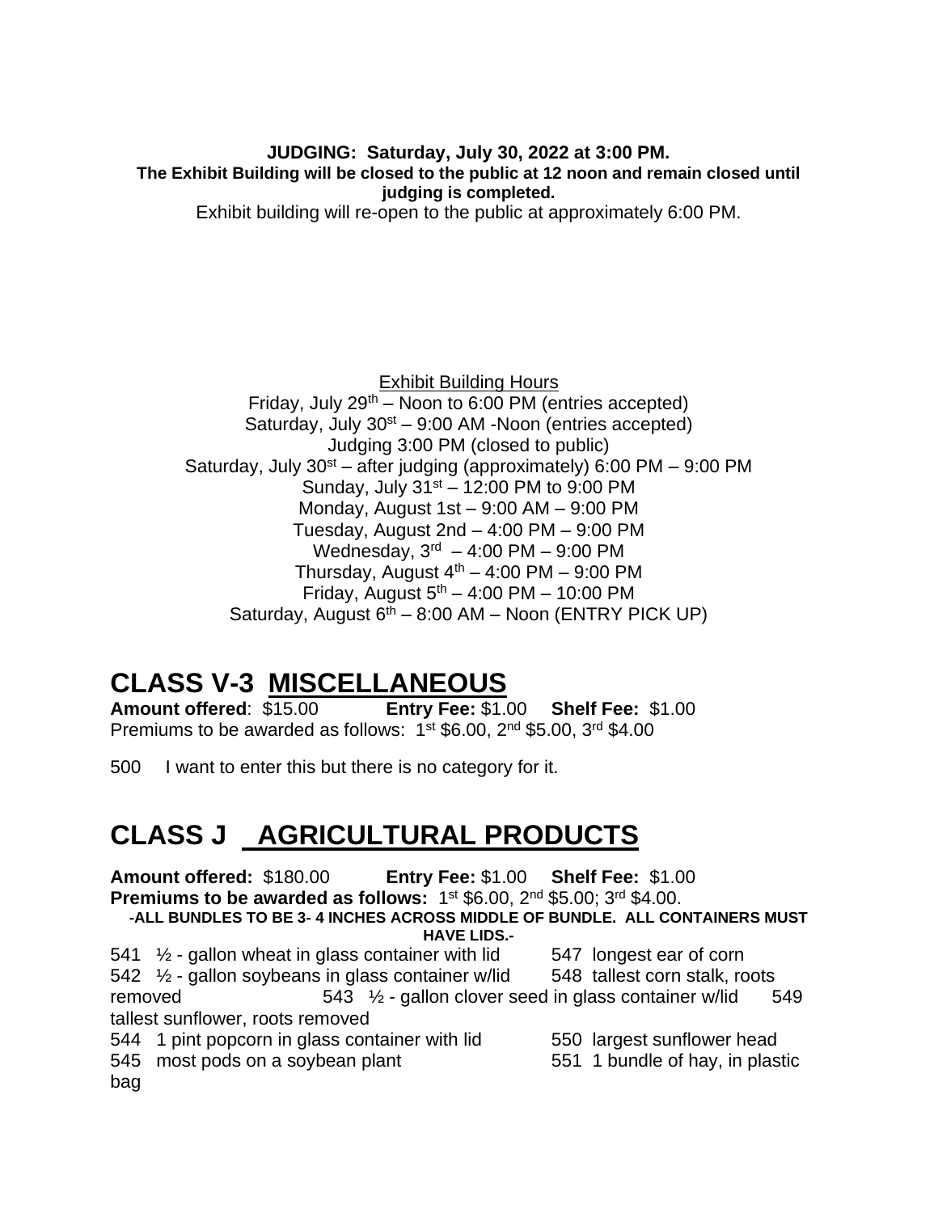**JUDGING: Saturday, July 30, 2022 at 3:00 PM.**
**The Exhibit Building will be closed to the public at 12 noon and remain closed until judging is completed.**
Exhibit building will re-open to the public at approximately 6:00 PM.

Exhibit Building Hours
Friday, July 29th – Noon to 6:00 PM (entries accepted)
Saturday, July 30st – 9:00 AM -Noon (entries accepted)
Judging 3:00 PM (closed to public)
Saturday, July 30st – after judging (approximately) 6:00 PM – 9:00 PM
Sunday, July 31st – 12:00 PM to 9:00 PM
Monday, August 1st – 9:00 AM – 9:00 PM
Tuesday, August 2nd – 4:00 PM – 9:00 PM
Wednesday, 3rd – 4:00 PM – 9:00 PM
Thursday, August 4th – 4:00 PM – 9:00 PM
Friday, August 5th – 4:00 PM – 10:00 PM
Saturday, August 6th – 8:00 AM – Noon (ENTRY PICK UP)

# CLASS V-3 MISCELLANEOUS

**Amount offered**: $15.00 **Entry Fee:** $1.00 **Shelf Fee:** $1.00
Premiums to be awarded as follows: 1st $6.00, 2nd $5.00, 3rd $4.00

500 I want to enter this but there is no category for it.

# CLASS J AGRICULTURAL PRODUCTS

**Amount offered:** $180.00 **Entry Fee:** $1.00 **Shelf Fee:** $1.00
**Premiums to be awarded as follows:** 1st $6.00, 2nd $5.00; 3rd $4.00.

**-ALL BUNDLES TO BE 3- 4 INCHES ACROSS MIDDLE OF BUNDLE. ALL CONTAINERS MUST HAVE LIDS.-**

541 ½ - gallon wheat in glass container with lid
542 ½ - gallon soybeans in glass container w/lid
543 ½ - gallon clover seed in glass container w/lid
544 1 pint popcorn in glass container with lid
545 most pods on a soybean plant
547 longest ear of corn
548 tallest corn stalk, roots removed
549 tallest sunflower, roots removed
550 largest sunflower head
551 1 bundle of hay, in plastic bag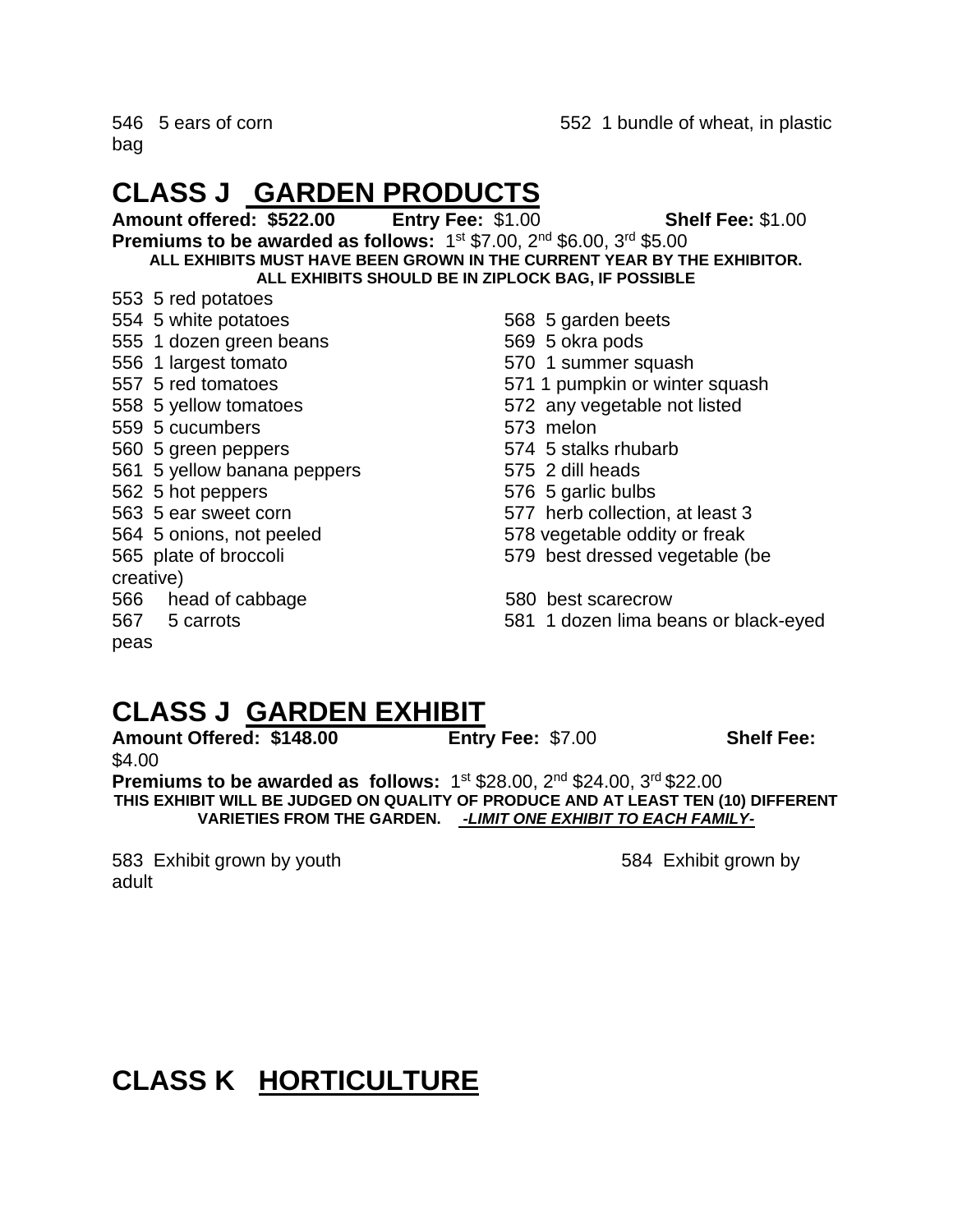546 5 ears of corn

552 1 bundle of wheat, in plastic bag

## CLASS J GARDEN PRODUCTS

**Amount offered: $522.00** **Entry Fee:** $1.00 **Shelf Fee:** $1.00

**Premiums to be awarded as follows:** 1st $7.00, 2nd $6.00, 3rd $5.00

**ALL EXHIBITS MUST HAVE BEEN GROWN IN THE CURRENT YEAR BY THE EXHIBITOR.**
**ALL EXHIBITS SHOULD BE IN ZIPLOCK BAG, IF POSSIBLE**

553 5 red potatoes
554 5 white potatoes
555 1 dozen green beans
556 1 largest tomato
557 5 red tomatoes
558 5 yellow tomatoes
559 5 cucumbers
560 5 green peppers
561 5 yellow banana peppers
562 5 hot peppers
563 5 ear sweet corn
564 5 onions, not peeled
565 plate of broccoli
566 head of cabbage
567 5 carrots
568 5 garden beets
569 5 okra pods
570 1 summer squash
571 1 pumpkin or winter squash
572 any vegetable not listed
573 melon
574 5 stalks rhubarb
575 2 dill heads
576 5 garlic bulbs
577 herb collection, at least 3
578 vegetable oddity or freak
579 best dressed vegetable (be creative)
580 best scarecrow
581 1 dozen lima beans or black-eyed peas

## CLASS J GARDEN EXHIBIT

**Amount Offered: $148.00** **Entry Fee:** $7.00 **Shelf Fee:** $4.00

**Premiums to be awarded as follows:** 1st $28.00, 2nd $24.00, 3rd $22.00

**THIS EXHIBIT WILL BE JUDGED ON QUALITY OF PRODUCE AND AT LEAST TEN (10) DIFFERENT VARIETIES FROM THE GARDEN.** ***-LIMIT ONE EXHIBIT TO EACH FAMILY-***

583 Exhibit grown by youth

584 Exhibit grown by adult

## CLASS K HORTICULTURE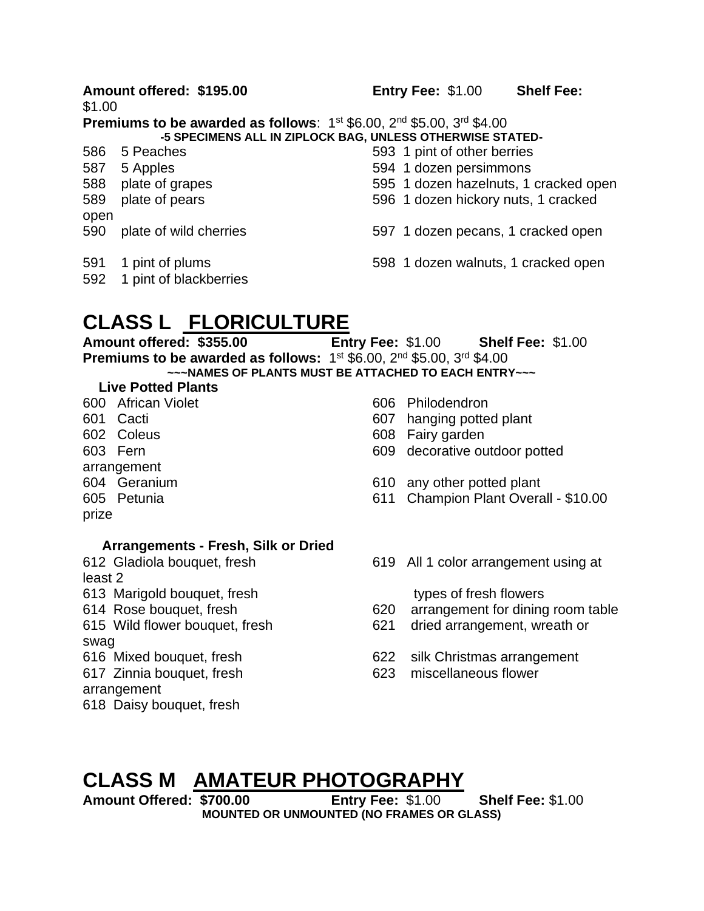**Amount offered: $195.00** **Entry Fee:** $1.00 **Shelf Fee:** $1.00

**Premiums to be awarded as follows**: 1st $6.00, 2nd $5.00, 3rd $4.00

**-5 SPECIMENS ALL IN ZIPLOCK BAG, UNLESS OTHERWISE STATED-**

586 5 Peaches
587 5 Apples
588 plate of grapes
589 plate of pears
590 plate of wild cherries
591 1 pint of plums
592 1 pint of blackberries
593 1 pint of other berries
594 1 dozen persimmons
595 1 dozen hazelnuts, 1 cracked open
596 1 dozen hickory nuts, 1 cracked open
597 1 dozen pecans, 1 cracked open
598 1 dozen walnuts, 1 cracked open

# CLASS L FLORICULTURE

**Amount offered: $355.00** **Entry Fee:** $1.00 **Shelf Fee:** $1.00

**Premiums to be awarded as follows:** 1st $6.00, 2nd $5.00, 3rd $4.00

**~~~NAMES OF PLANTS MUST BE ATTACHED TO EACH ENTRY~~~**

**Live Potted Plants**

600 African Violet
601 Cacti
602 Coleus
603 Fern
604 Geranium
605 Petunia
606 Philodendron
607 hanging potted plant
608 Fairy garden
609 decorative outdoor potted arrangement
610 any other potted plant
611 Champion Plant Overall - $10.00 prize

**Arrangements - Fresh, Silk or Dried**

612 Gladiola bouquet, fresh
613 Marigold bouquet, fresh
614 Rose bouquet, fresh
615 Wild flower bouquet, fresh
616 Mixed bouquet, fresh
617 Zinnia bouquet, fresh
618 Daisy bouquet, fresh
619 All 1 color arrangement using at least 2 types of fresh flowers
620 arrangement for dining room table
621 dried arrangement, wreath or swag
622 silk Christmas arrangement
623 miscellaneous flower arrangement

# CLASS M AMATEUR PHOTOGRAPHY

**Amount Offered: $700.00** **Entry Fee:** $1.00 **Shelf Fee:** $1.00

**MOUNTED OR UNMOUNTED (NO FRAMES OR GLASS)**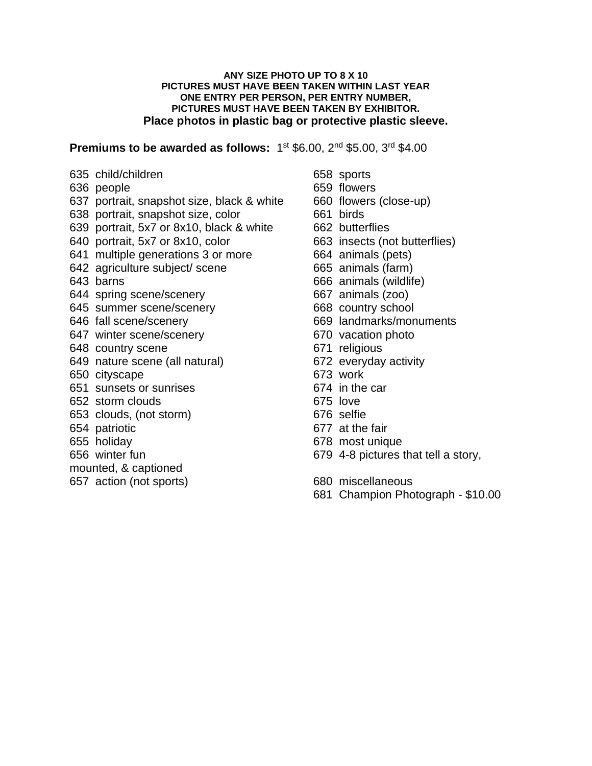**ANY SIZE PHOTO UP TO 8 X 10**
**PICTURES MUST HAVE BEEN TAKEN WITHIN LAST YEAR**
**ONE ENTRY PER PERSON, PER ENTRY NUMBER,**
**PICTURES MUST HAVE BEEN TAKEN BY EXHIBITOR.**
**Place photos in plastic bag or protective plastic sleeve.**

**Premiums to be awarded as follows:** 1st $6.00, 2nd $5.00, 3rd $4.00

635 child/children
636 people
637 portrait, snapshot size, black & white
638 portrait, snapshot size, color
639 portrait, 5x7 or 8x10, black & white
640 portrait, 5x7 or 8x10, color
641 multiple generations 3 or more
642 agriculture subject/ scene
643 barns
644 spring scene/scenery
645 summer scene/scenery
646 fall scene/scenery
647 winter scene/scenery
648 country scene
649 nature scene (all natural)
650 cityscape
651 sunsets or sunrises
652 storm clouds
653 clouds, (not storm)
654 patriotic
655 holiday
656 winter fun
657 action (not sports)
658 sports
659 flowers
660 flowers (close-up)
661 birds
662 butterflies
663 insects (not butterflies)
664 animals (pets)
665 animals (farm)
666 animals (wildlife)
667 animals (zoo)
668 country school
669 landmarks/monuments
670 vacation photo
671 religious
672 everyday activity
673 work
674 in the car
675 love
676 selfie
677 at the fair
678 most unique
679 4-8 pictures that tell a story, mounted, & captioned
680 miscellaneous
681 Champion Photograph - $10.00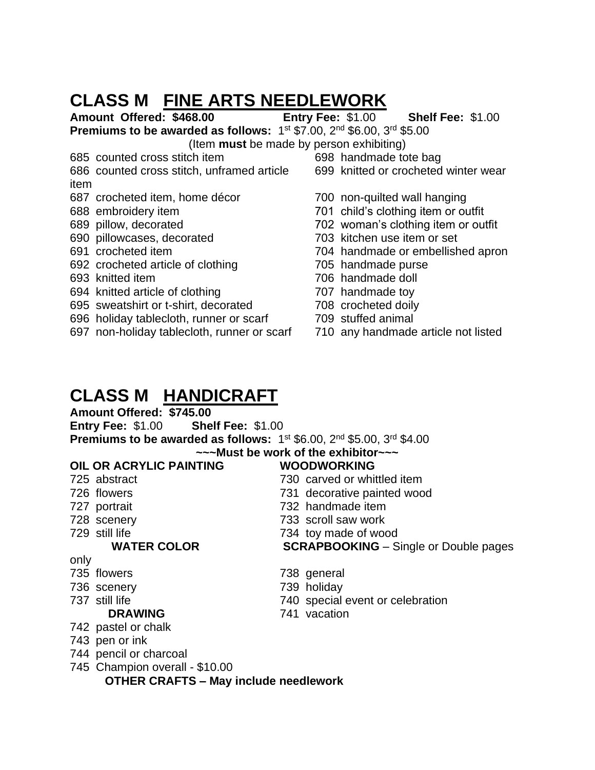# CLASS M FINE ARTS NEEDLEWORK

**Amount Offered: $468.00** **Entry Fee:** $1.00 **Shelf Fee:** $1.00

**Premiums to be awarded as follows:** 1st $7.00, 2nd $6.00, 3rd $5.00

(Item **must** be made by person exhibiting)

685 counted cross stitch item
686 counted cross stitch, unframed article item
687 crocheted item, home décor
688 embroidery item
689 pillow, decorated
690 pillowcases, decorated
691 crocheted item
692 crocheted article of clothing
693 knitted item
694 knitted article of clothing
695 sweatshirt or t-shirt, decorated
696 holiday tablecloth, runner or scarf
697 non-holiday tablecloth, runner or scarf
698 handmade tote bag
699 knitted or crocheted winter wear
700 non-quilted wall hanging
701 child's clothing item or outfit
702 woman's clothing item or outfit
703 kitchen use item or set
704 handmade or embellished apron
705 handmade purse
706 handmade doll
707 handmade toy
708 crocheted doily
709 stuffed animal
710 any handmade article not listed

# CLASS M HANDICRAFT

**Amount Offered: $745.00**

**Entry Fee:** $1.00 **Shelf Fee:** $1.00

**Premiums to be awarded as follows:** 1st $6.00, 2nd $5.00, 3rd $4.00

**~~~Must be work of the exhibitor~~~**

**OIL OR ACRYLIC PAINTING**

725 abstract
726 flowers
727 portrait
728 scenery
729 still life

**WATER COLOR** only

735 flowers
736 scenery
737 still life

**DRAWING**

742 pastel or chalk
743 pen or ink
744 pencil or charcoal
745 Champion overall - $10.00

**WOODWORKING**

730 carved or whittled item
731 decorative painted wood
732 handmade item
733 scroll saw work
734 toy made of wood

**SCRAPBOOKING** – Single or Double pages

738 general
739 holiday
740 special event or celebration
741 vacation

**OTHER CRAFTS – May include needlework**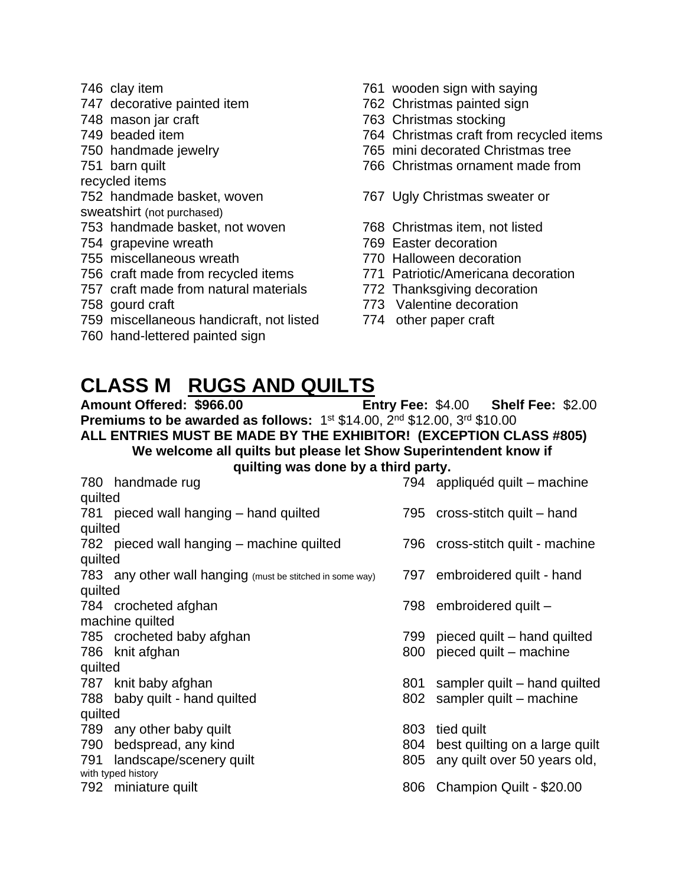746 clay item
747 decorative painted item
748 mason jar craft
749 beaded item
750 handmade jewelry
751 barn quilt
752 handmade basket, woven
753 handmade basket, not woven
754 grapevine wreath
755 miscellaneous wreath
756 craft made from recycled items
757 craft made from natural materials
758 gourd craft
759 miscellaneous handicraft, not listed
760 hand-lettered painted sign
761 wooden sign with saying
762 Christmas painted sign
763 Christmas stocking
764 Christmas craft from recycled items
765 mini decorated Christmas tree
766 Christmas ornament made from recycled items
767 Ugly Christmas sweater or sweatshirt (not purchased)
768 Christmas item, not listed
769 Easter decoration
770 Halloween decoration
771 Patriotic/Americana decoration
772 Thanksgiving decoration
773 Valentine decoration
774 other paper craft

## CLASS M RUGS AND QUILTS

**Amount Offered: $966.00** **Entry Fee:** $4.00 **Shelf Fee:** $2.00

**Premiums to be awarded as follows:** 1st $14.00, 2nd $12.00, 3rd $10.00

**ALL ENTRIES MUST BE MADE BY THE EXHIBITOR! (EXCEPTION CLASS #805)**

**We welcome all quilts but please let Show Superintendent know if quilting was done by a third party.**

780 handmade rug
781 pieced wall hanging – hand quilted
782 pieced wall hanging – machine quilted
783 any other wall hanging (must be stitched in some way)
784 crocheted afghan
785 crocheted baby afghan
786 knit afghan
787 knit baby afghan
788 baby quilt - hand quilted
789 any other baby quilt
790 bedspread, any kind
791 landscape/scenery quilt
792 miniature quilt
794 appliquéd quilt – machine quilted
795 cross-stitch quilt – hand quilted
796 cross-stitch quilt - machine quilted
797 embroidered quilt - hand quilted
798 embroidered quilt – machine quilted
799 pieced quilt – hand quilted
800 pieced quilt – machine quilted
801 sampler quilt – hand quilted
802 sampler quilt – machine quilted
803 tied quilt
804 best quilting on a large quilt
805 any quilt over 50 years old, with typed history
806 Champion Quilt - $20.00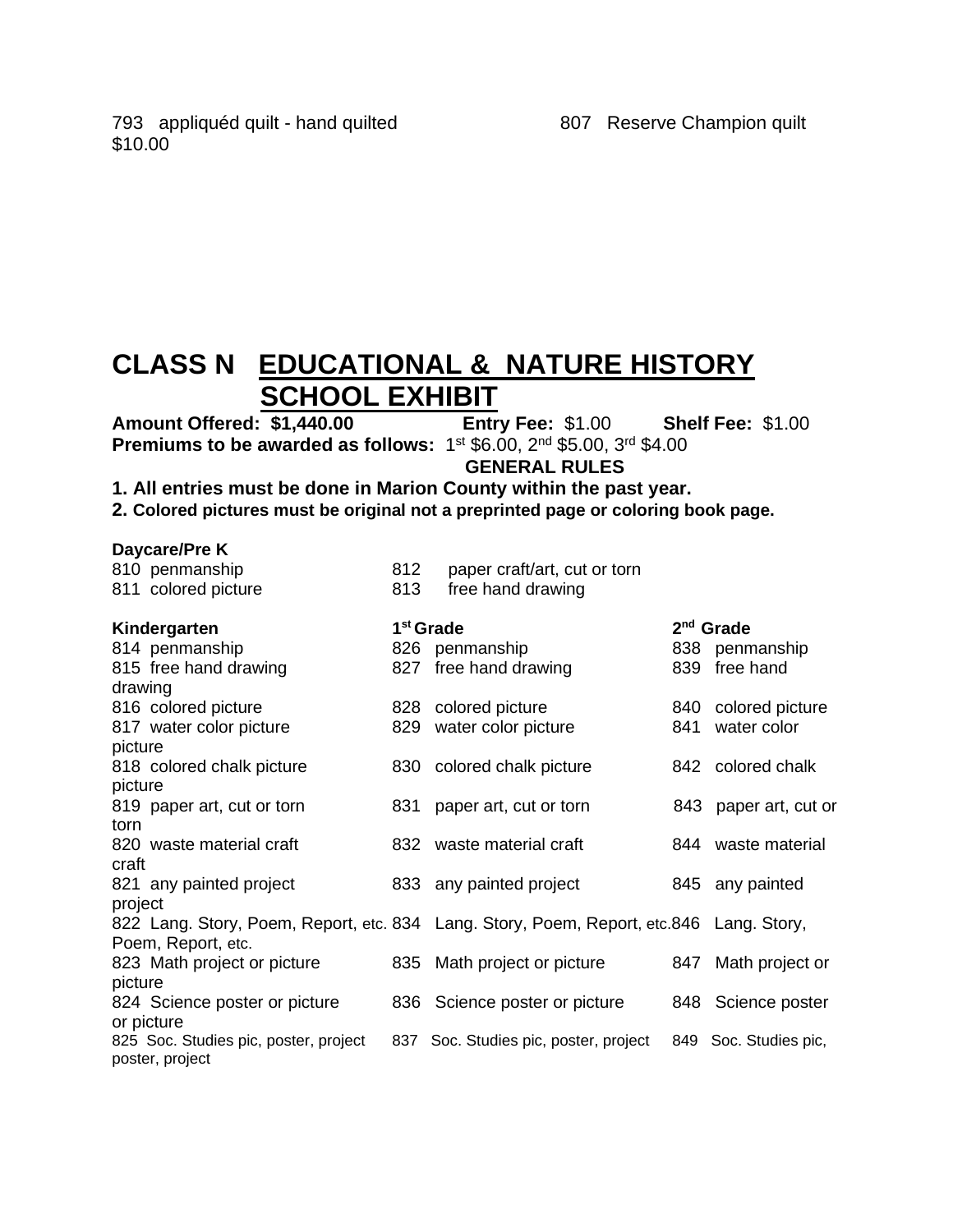793 appliquéd quilt - hand quilted

807 Reserve Champion quilt $10.00

# CLASS N EDUCATIONAL & NATURE HISTORY SCHOOL EXHIBIT

**Amount Offered: $1,440.00** **Entry Fee:** $1.00 **Shelf Fee:** $1.00

**Premiums to be awarded as follows:** 1st $6.00, 2nd $5.00, 3rd $4.00

**GENERAL RULES**

**1. All entries must be done in Marion County within the past year.**

**2. Colored pictures must be original not a preprinted page or coloring book page.**

**Daycare/Pre K**

810 penmanship
811 colored picture
812 paper craft/art, cut or torn
813 free hand drawing

| Kindergarten | 1st Grade | 2nd Grade |
|---|---|---|
| 814 penmanship | 826 penmanship | 838 penmanship |
| 815 free hand drawing | 827 free hand drawing | 839 free hand drawing |
| 816 colored picture | 828 colored picture | 840 colored picture |
| 817 water color picture | 829 water color picture | 841 water color picture |
| 818 colored chalk picture | 830 colored chalk picture | 842 colored chalk picture |
| 819 paper art, cut or torn | 831 paper art, cut or torn | 843 paper art, cut or torn |
| 820 waste material craft | 832 waste material craft | 844 waste material craft |
| 821 any painted project | 833 any painted project | 845 any painted project |
| 822 Lang. Story, Poem, Report, etc. | 834 Lang. Story, Poem, Report, etc. | 846 Lang. Story, Poem, Report, etc. |
| 823 Math project or picture | 835 Math project or picture | 847 Math project or picture |
| 824 Science poster or picture | 836 Science poster or picture | 848 Science poster or picture |
| 825 Soc. Studies pic, poster, project | 837 Soc. Studies pic, poster, project | 849 Soc. Studies pic, poster, project |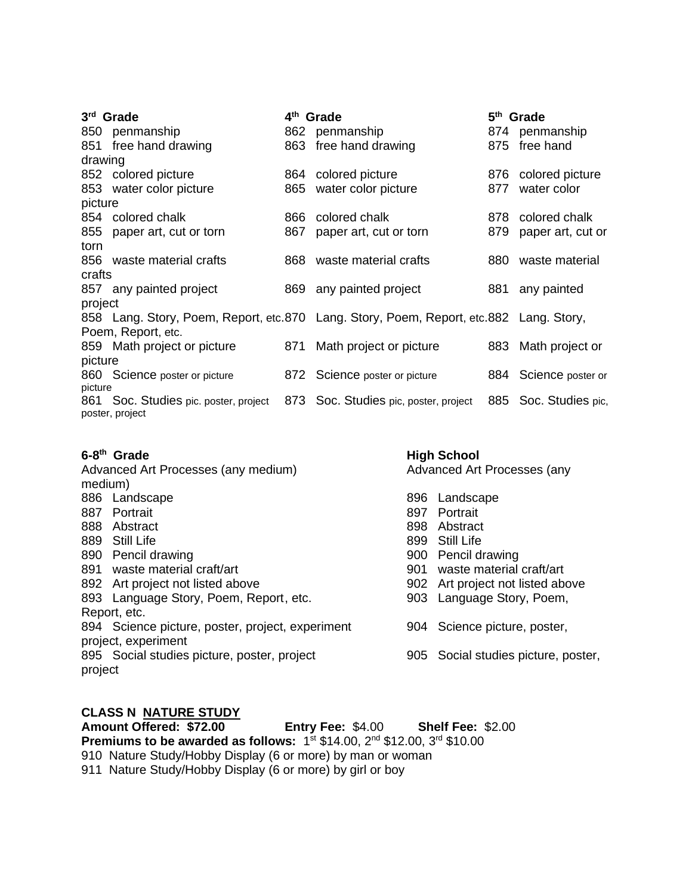**3rd Grade**

850 penmanship
851 free hand drawing
852 colored picture
853 water color picture
854 colored chalk
855 paper art, cut or torn
856 waste material crafts
857 any painted project
858 Lang. Story, Poem, Report, etc.
859 Math project or picture
860 Science poster or picture
861 Soc. Studies pic. poster, project

**4th Grade**

862 penmanship
863 free hand drawing
864 colored picture
865 water color picture
866 colored chalk
867 paper art, cut or torn
868 waste material crafts
869 any painted project
870 Lang. Story, Poem, Report, etc.
871 Math project or picture
872 Science poster or picture
873 Soc. Studies pic, poster, project

**5th Grade**

874 penmanship
875 free hand drawing
876 colored picture
877 water color picture
878 colored chalk
879 paper art, cut or torn
880 waste material crafts
881 any painted project
882 Lang. Story, Poem, Report, etc.
883 Math project or picture
884 Science poster or picture
885 Soc. Studies pic, poster, project

**6-8th Grade**

Advanced Art Processes (any medium)

886 Landscape
887 Portrait
888 Abstract
889 Still Life
890 Pencil drawing
891 waste material craft/art
892 Art project not listed above
893 Language Story, Poem, Report, etc.
894 Science picture, poster, project, experiment
895 Social studies picture, poster, project

**High School**

Advanced Art Processes (any medium)

896 Landscape
897 Portrait
898 Abstract
899 Still Life
900 Pencil drawing
901 waste material craft/art
902 Art project not listed above
903 Language Story, Poem, Report, etc.
904 Science picture, poster, project, experiment
905 Social studies picture, poster, project

**CLASS N <u>NATURE STUDY</u>**

**Amount Offered: $72.00** **Entry Fee:** $4.00 **Shelf Fee:** $2.00

**Premiums to be awarded as follows:** 1st $14.00, 2nd $12.00, 3rd $10.00

910 Nature Study/Hobby Display (6 or more) by man or woman
911 Nature Study/Hobby Display (6 or more) by girl or boy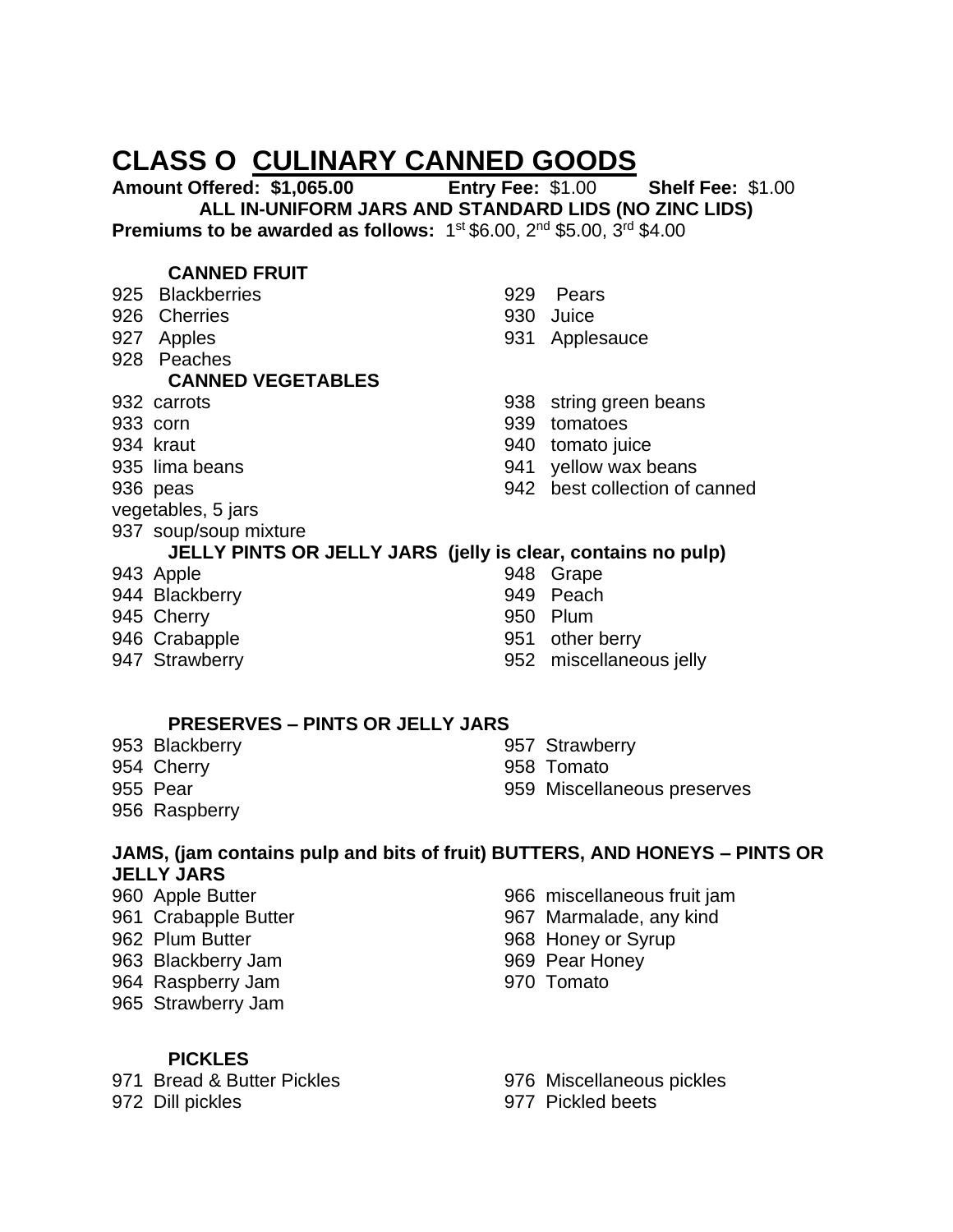# CLASS O CULINARY CANNED GOODS

**Amount Offered: $1,065.00** **Entry Fee:** $1.00 **Shelf Fee:** $1.00

**ALL IN-UNIFORM JARS AND STANDARD LIDS (NO ZINC LIDS)**

**Premiums to be awarded as follows:** 1st $6.00, 2nd $5.00, 3rd $4.00

### CANNED FRUIT

925 Blackberries
926 Cherries
927 Apples
928 Peaches
929 Pears
930 Juice
931 Applesauce

### CANNED VEGETABLES

932 carrots
933 corn
934 kraut
935 lima beans
936 peas
937 soup/soup mixture
938 string green beans
939 tomatoes
940 tomato juice
941 yellow wax beans
942 best collection of canned vegetables, 5 jars

### JELLY PINTS OR JELLY JARS (jelly is clear, contains no pulp)

943 Apple
944 Blackberry
945 Cherry
946 Crabapple
947 Strawberry
948 Grape
949 Peach
950 Plum
951 other berry
952 miscellaneous jelly

### PRESERVES – PINTS OR JELLY JARS

953 Blackberry
954 Cherry
955 Pear
956 Raspberry
957 Strawberry
958 Tomato
959 Miscellaneous preserves

### JAMS, (jam contains pulp and bits of fruit) BUTTERS, AND HONEYS – PINTS OR JELLY JARS

960 Apple Butter
961 Crabapple Butter
962 Plum Butter
963 Blackberry Jam
964 Raspberry Jam
965 Strawberry Jam
966 miscellaneous fruit jam
967 Marmalade, any kind
968 Honey or Syrup
969 Pear Honey
970 Tomato

### PICKLES

971 Bread & Butter Pickles
972 Dill pickles
976 Miscellaneous pickles
977 Pickled beets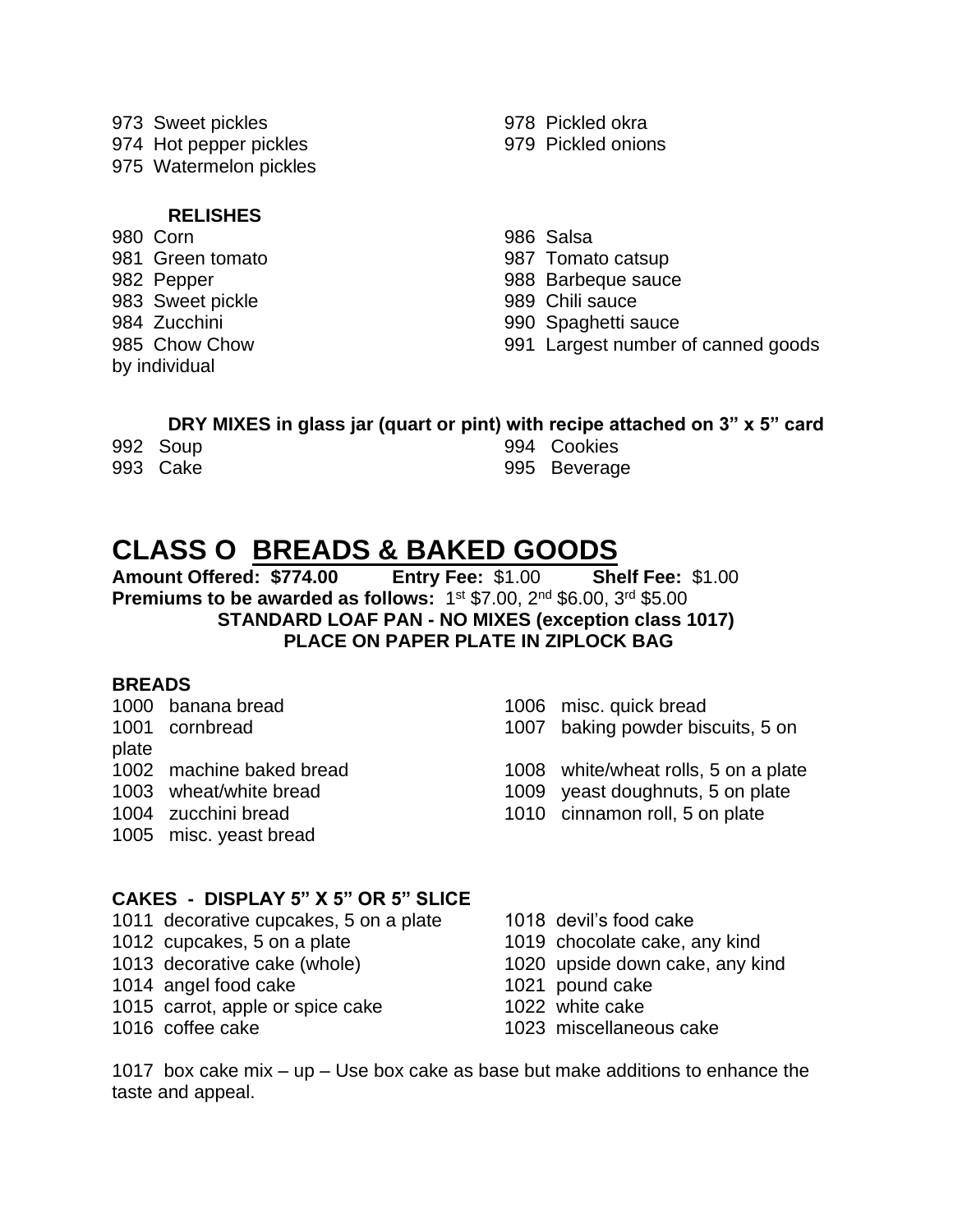973 Sweet pickles
974 Hot pepper pickles
975 Watermelon pickles
978 Pickled okra
979 Pickled onions

**RELISHES**

980 Corn
981 Green tomato
982 Pepper
983 Sweet pickle
984 Zucchini
985 Chow Chow
986 Salsa
987 Tomato catsup
988 Barbeque sauce
989 Chili sauce
990 Spaghetti sauce
991 Largest number of canned goods by individual

**DRY MIXES in glass jar (quart or pint) with recipe attached on 3" x 5" card**

992 Soup
993 Cake
994 Cookies
995 Beverage

# CLASS O BREADS & BAKED GOODS

**Amount Offered: $774.00** **Entry Fee:** $1.00 **Shelf Fee:** $1.00
**Premiums to be awarded as follows:** 1st $7.00, 2nd $6.00, 3rd $5.00

**STANDARD LOAF PAN - NO MIXES (exception class 1017)**
**PLACE ON PAPER PLATE IN ZIPLOCK BAG**

**BREADS**

1000 banana bread
1001 cornbread
1002 machine baked bread
1003 wheat/white bread
1004 zucchini bread
1005 misc. yeast bread
1006 misc. quick bread
1007 baking powder biscuits, 5 on plate
1008 white/wheat rolls, 5 on a plate
1009 yeast doughnuts, 5 on plate
1010 cinnamon roll, 5 on plate

**CAKES - DISPLAY 5" X 5" OR 5" SLICE**

1011 decorative cupcakes, 5 on a plate
1012 cupcakes, 5 on a plate
1013 decorative cake (whole)
1014 angel food cake
1015 carrot, apple or spice cake
1016 coffee cake
1018 devil's food cake
1019 chocolate cake, any kind
1020 upside down cake, any kind
1021 pound cake
1022 white cake
1023 miscellaneous cake

1017 box cake mix – up – Use box cake as base but make additions to enhance the taste and appeal.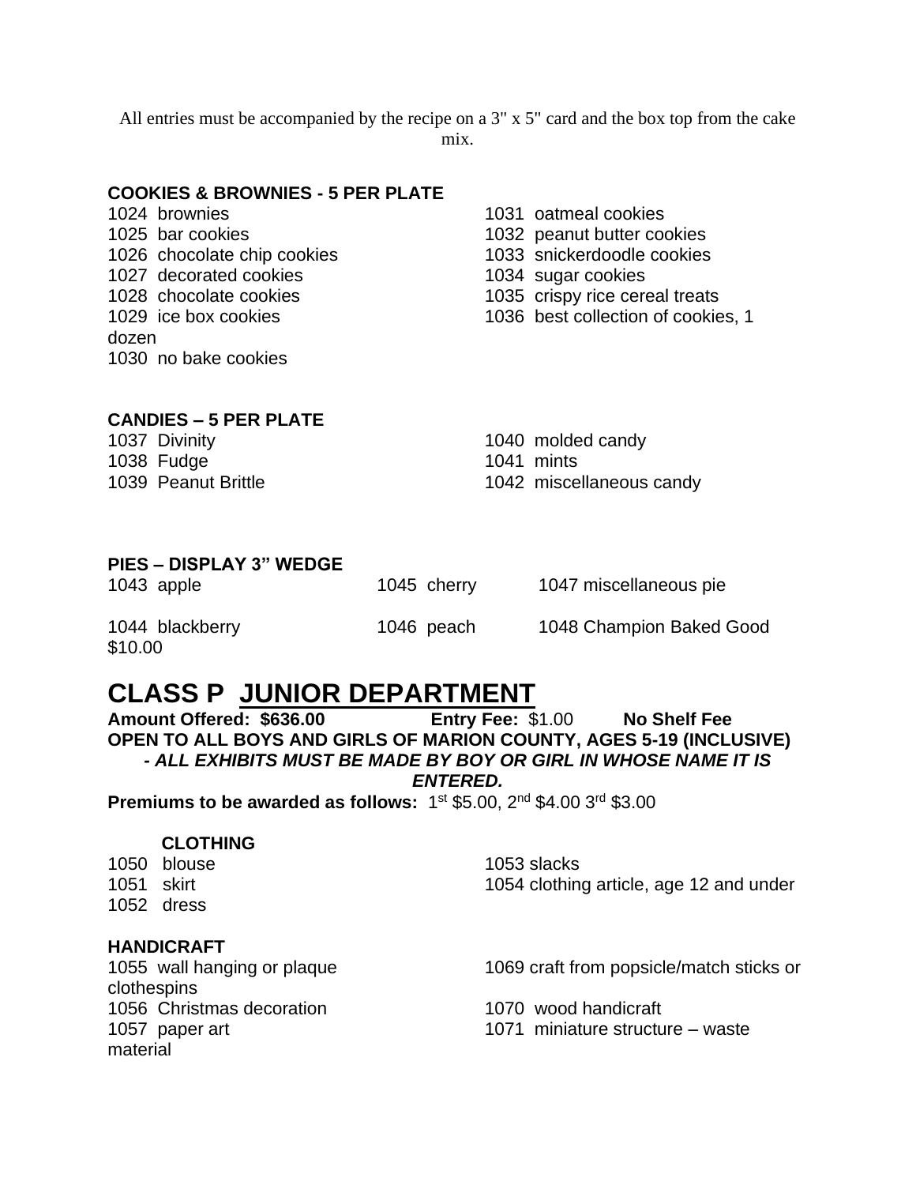All entries must be accompanied by the recipe on a 3" x 5" card and the box top from the cake mix.

**COOKIES & BROWNIES - 5 PER PLATE**

1024 brownies
1025 bar cookies
1026 chocolate chip cookies
1027 decorated cookies
1028 chocolate cookies
1029 ice box cookies
1030 no bake cookies
1031 oatmeal cookies
1032 peanut butter cookies
1033 snickerdoodle cookies
1034 sugar cookies
1035 crispy rice cereal treats
1036 best collection of cookies, 1 dozen

**CANDIES – 5 PER PLATE**

1037 Divinity
1038 Fudge
1039 Peanut Brittle
1040 molded candy
1041 mints
1042 miscellaneous candy

**PIES – DISPLAY 3" WEDGE**

1043 apple
1044 blackberry
1045 cherry
1046 peach
1047 miscellaneous pie
1048 Champion Baked Good $10.00

# CLASS P JUNIOR DEPARTMENT

**Amount Offered: $636.00** **Entry Fee:** $1.00 **No Shelf Fee**

**OPEN TO ALL BOYS AND GIRLS OF MARION COUNTY, AGES 5-19 (INCLUSIVE)**

***- ALL EXHIBITS MUST BE MADE BY BOY OR GIRL IN WHOSE NAME IT IS ENTERED.***

**Premiums to be awarded as follows:** 1st $5.00, 2nd $4.00 3rd $3.00

**CLOTHING**

1050 blouse
1051 skirt
1052 dress
1053 slacks
1054 clothing article, age 12 and under

**HANDICRAFT**

1055 wall hanging or plaque
1056 Christmas decoration
1057 paper art
1069 craft from popsicle/match sticks or clothespins
1070 wood handicraft
1071 miniature structure – waste material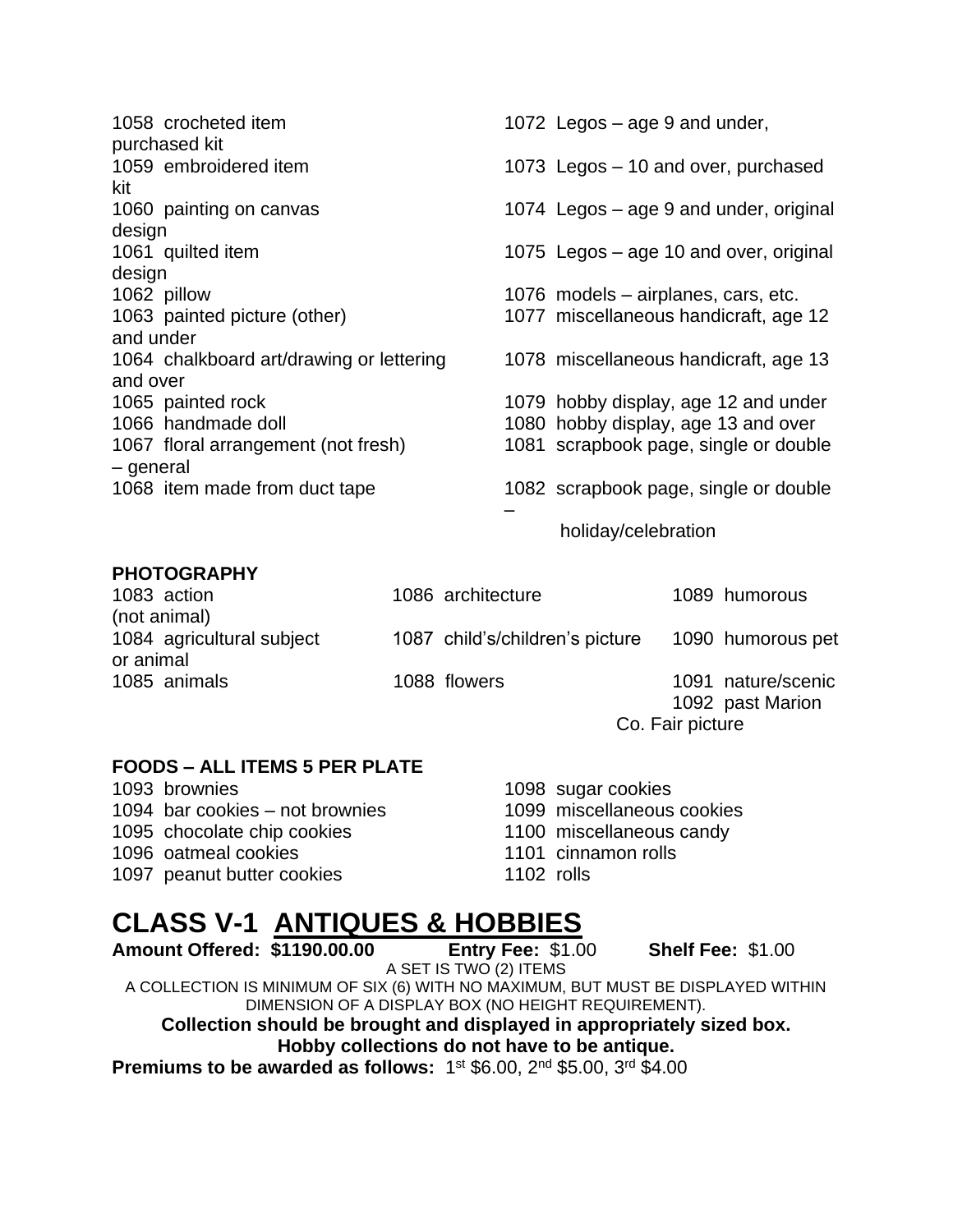1058 crocheted item
1059 embroidered item
1060 painting on canvas
1061 quilted item
1062 pillow
1063 painted picture (other)
1064 chalkboard art/drawing or lettering
1065 painted rock
1066 handmade doll
1067 floral arrangement (not fresh) – general
1068 item made from duct tape
1072 Legos – age 9 and under, purchased kit
1073 Legos – 10 and over, purchased kit
1074 Legos – age 9 and under, original design
1075 Legos – age 10 and over, original design
1076 models – airplanes, cars, etc.
1077 miscellaneous handicraft, age 12 and under
1078 miscellaneous handicraft, age 13 and over
1079 hobby display, age 12 and under
1080 hobby display, age 13 and over
1081 scrapbook page, single or double – general
1082 scrapbook page, single or double – holiday/celebration

**PHOTOGRAPHY**

1083 action (not animal)
1084 agricultural subject or animal
1085 animals
1086 architecture
1087 child's/children's picture
1088 flowers
1089 humorous
1090 humorous pet
1091 nature/scenic
1092 past Marion Co. Fair picture

**FOODS – ALL ITEMS 5 PER PLATE**

1093 brownies
1094 bar cookies – not brownies
1095 chocolate chip cookies
1096 oatmeal cookies
1097 peanut butter cookies
1098 sugar cookies
1099 miscellaneous cookies
1100 miscellaneous candy
1101 cinnamon rolls
1102 rolls

# CLASS V-1 ANTIQUES & HOBBIES

**Amount Offered: $1190.00.00** **Entry Fee:** $1.00 **Shelf Fee:** $1.00

A SET IS TWO (2) ITEMS

A COLLECTION IS MINIMUM OF SIX (6) WITH NO MAXIMUM, BUT MUST BE DISPLAYED WITHIN DIMENSION OF A DISPLAY BOX (NO HEIGHT REQUIREMENT).

**Collection should be brought and displayed in appropriately sized box.**

**Hobby collections do not have to be antique.**

**Premiums to be awarded as follows:** 1st $6.00, 2nd $5.00, 3rd $4.00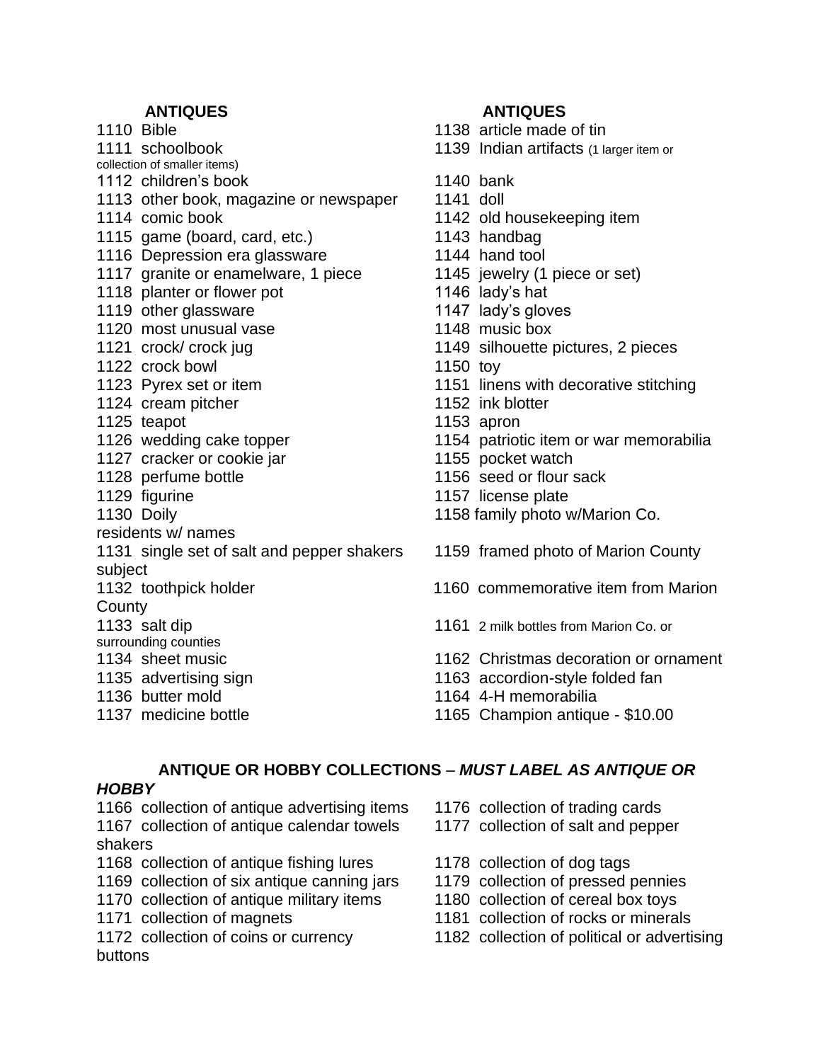## ANTIQUES

1110 Bible
1111 schoolbook
1112 children's book
1113 other book, magazine or newspaper
1114 comic book
1115 game (board, card, etc.)
1116 Depression era glassware
1117 granite or enamelware, 1 piece
1118 planter or flower pot
1119 other glassware
1120 most unusual vase
1121 crock/ crock jug
1122 crock bowl
1123 Pyrex set or item
1124 cream pitcher
1125 teapot
1126 wedding cake topper
1127 cracker or cookie jar
1128 perfume bottle
1129 figurine
1130 Doily
1131 single set of salt and pepper shakers
1132 toothpick holder
1133 salt dip
1134 sheet music
1135 advertising sign
1136 butter mold
1137 medicine bottle

## ANTIQUES

1138 article made of tin
1139 Indian artifacts (1 larger item or collection of smaller items)
1140 bank
1141 doll
1142 old housekeeping item
1143 handbag
1144 hand tool
1145 jewelry (1 piece or set)
1146 lady's hat
1147 lady's gloves
1148 music box
1149 silhouette pictures, 2 pieces
1150 toy
1151 linens with decorative stitching
1152 ink blotter
1153 apron
1154 patriotic item or war memorabilia
1155 pocket watch
1156 seed or flour sack
1157 license plate
1158 family photo w/Marion Co. residents w/ names
1159 framed photo of Marion County subject
1160 commemorative item from Marion County
1161 2 milk bottles from Marion Co. or surrounding counties
1162 Christmas decoration or ornament
1163 accordion-style folded fan
1164 4-H memorabilia
1165 Champion antique - $10.00

## ANTIQUE OR HOBBY COLLECTIONS – *MUST LABEL AS ANTIQUE OR HOBBY*

1166 collection of antique advertising items
1167 collection of antique calendar towels
1168 collection of antique fishing lures
1169 collection of six antique canning jars
1170 collection of antique military items
1171 collection of magnets
1172 collection of coins or currency
1176 collection of trading cards
1177 collection of salt and pepper shakers
1178 collection of dog tags
1179 collection of pressed pennies
1180 collection of cereal box toys
1181 collection of rocks or minerals
1182 collection of political or advertising buttons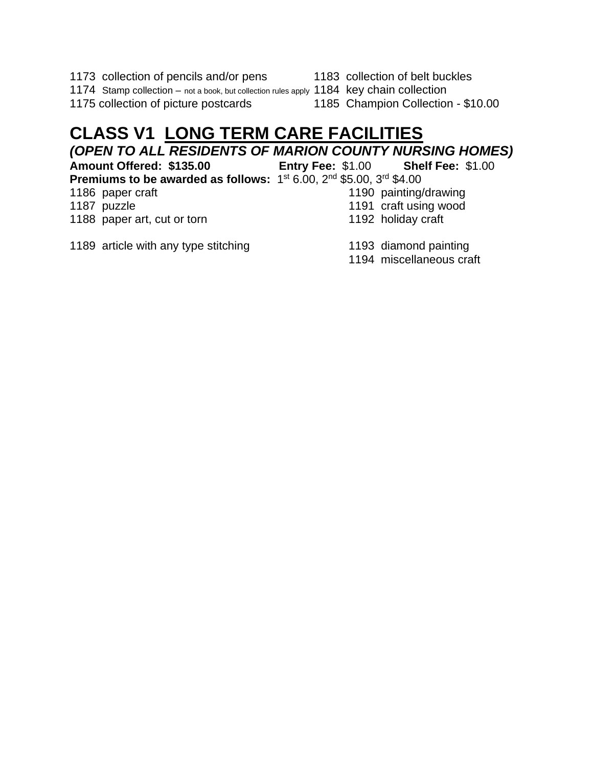1173 collection of pencils and/or pens
1174 Stamp collection – not a book, but collection rules apply
1175 collection of picture postcards
1183 collection of belt buckles
1184 key chain collection
1185 Champion Collection - $10.00

## CLASS V1 LONG TERM CARE FACILITIES

***(OPEN TO ALL RESIDENTS OF MARION COUNTY NURSING HOMES)***

**Amount Offered: $135.00** **Entry Fee:** $1.00 **Shelf Fee:** $1.00

**Premiums to be awarded as follows:** 1st 6.00, 2nd $5.00, 3rd $4.00

1186 paper craft
1187 puzzle
1188 paper art, cut or torn

1189 article with any type stitching

1190 painting/drawing
1191 craft using wood
1192 holiday craft

1193 diamond painting
1194 miscellaneous craft